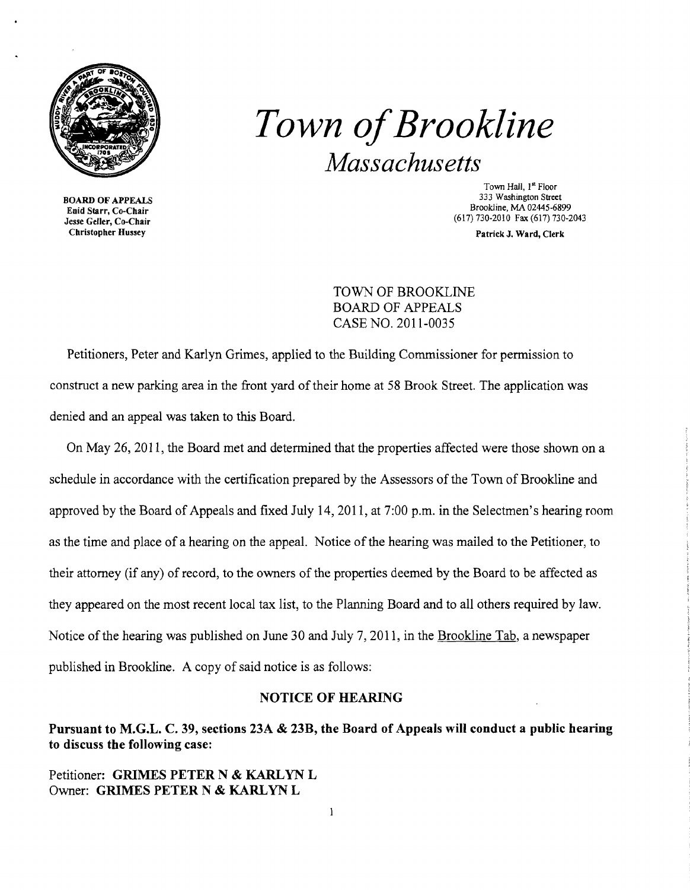# *Town of Brookline*

## *Massachusetts*

**BOARD OF APPEALS**
**Enid Starr, Co-Chair**
**Jesse Geller, Co-Chair**
**Christopher Hussey**

Town Hall, 1st Floor
333 Washington Street
Brookline, MA 02445-6899
(617) 730-2010 Fax (617) 730-2043

**Patrick J. Ward, Clerk**

TOWN OF BROOKLINE
BOARD OF APPEALS
CASE NO. 2011-0035

Petitioners, Peter and Karlyn Grimes, applied to the Building Commissioner for permission to construct a new parking area in the front yard of their home at 58 Brook Street. The application was denied and an appeal was taken to this Board.

On May 26, 2011, the Board met and determined that the properties affected were those shown on a schedule in accordance with the certification prepared by the Assessors of the Town of Brookline and approved by the Board of Appeals and fixed July 14, 2011, at 7:00 p.m. in the Selectmen's hearing room as the time and place of a hearing on the appeal. Notice of the hearing was mailed to the Petitioner, to their attorney (if any) of record, to the owners of the properties deemed by the Board to be affected as they appeared on the most recent local tax list, to the Planning Board and to all others required by law. Notice of the hearing was published on June 30 and July 7, 2011, in the Brookline Tab, a newspaper published in Brookline. A copy of said notice is as follows:

**NOTICE OF HEARING**

**Pursuant to M.G.L. C. 39, sections 23A & 23B, the Board of Appeals will conduct a public hearing to discuss the following case:**

Petitioner: **GRIMES PETER N & KARLYN L**
Owner: **GRIMES PETER N & KARLYN L**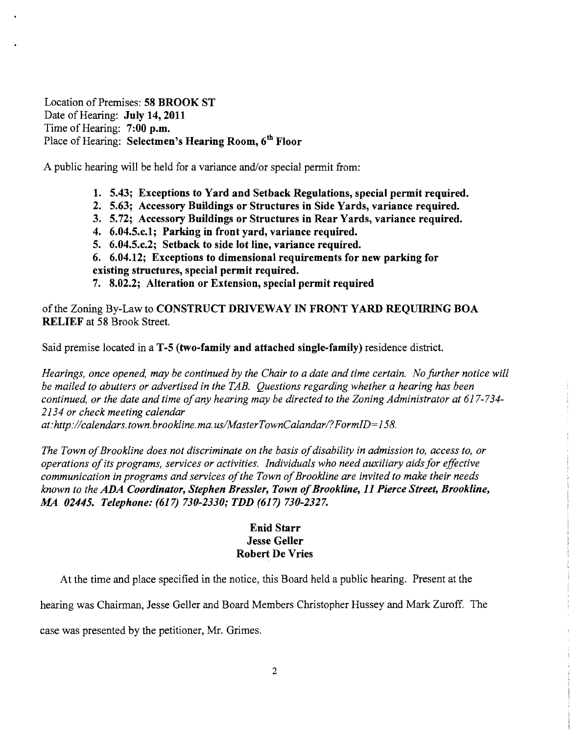Location of Premises: **58 BROOK ST**
Date of Hearing: **July 14, 2011**
Time of Hearing: **7:00 p.m.**
Place of Hearing: **Selectmen's Hearing Room, 6th Floor**

A public hearing will be held for a variance and/or special permit from:

1. **5.43; Exceptions to Yard and Setback Regulations, special permit required.**
2. **5.63; Accessory Buildings or Structures in Side Yards, variance required.**
3. **5.72; Accessory Buildings or Structures in Rear Yards, variance required.**
4. **6.04.5.c.1; Parking in front yard, variance required.**
5. **6.04.5.c.2; Setback to side lot line, variance required.**
6. **6.04.12; Exceptions to dimensional requirements for new parking for existing structures, special permit required.**
7. **8.02.2; Alteration or Extension, special permit required**

of the Zoning By-Law to **CONSTRUCT DRIVEWAY IN FRONT YARD REQUIRING BOA RELIEF** at 58 Brook Street.

Said premise located in a **T-5 (two-family and attached single-family)** residence district.

*Hearings, once opened, may be continued by the Chair to a date and time certain. No further notice will be mailed to abutters or advertised in the TAB. Questions regarding whether a hearing has been continued, or the date and time of any hearing may be directed to the Zoning Administrator at 617-734-2134 or check meeting calendar at:http://calendars.town.brookline.ma.us/MasterTownCalandar/?FormID=158.*

*The Town of Brookline does not discriminate on the basis of disability in admission to, access to, or operations of its programs, services or activities. Individuals who need auxiliary aids for effective communication in programs and services of the Town of Brookline are invited to make their needs known to the* ***ADA Coordinator, Stephen Bressler, Town of Brookline, 11 Pierce Street, Brookline, MA 02445. Telephone: (617) 730-2330; TDD (617) 730-2327.***

**Enid Starr**
**Jesse Geller**
**Robert De Vries**

At the time and place specified in the notice, this Board held a public hearing. Present at the hearing was Chairman, Jesse Geller and Board Members Christopher Hussey and Mark Zuroff. The case was presented by the petitioner, Mr. Grimes.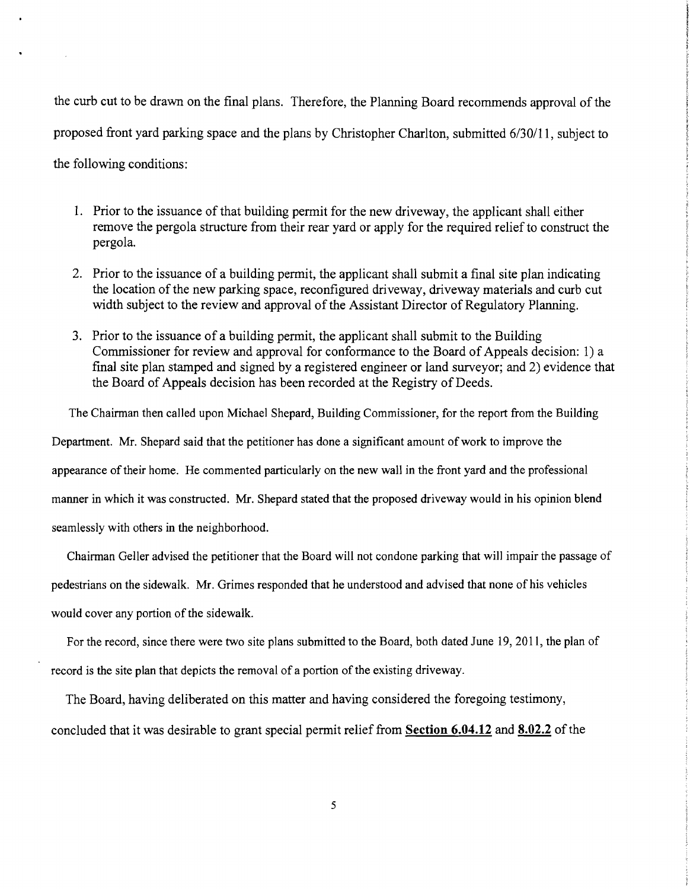the curb cut to be drawn on the final plans. Therefore, the Planning Board recommends approval of the proposed front yard parking space and the plans by Christopher Charlton, submitted 6/30/11, subject to the following conditions:

1. Prior to the issuance of that building permit for the new driveway, the applicant shall either remove the pergola structure from their rear yard or apply for the required relief to construct the pergola.

2. Prior to the issuance of a building permit, the applicant shall submit a final site plan indicating the location of the new parking space, reconfigured driveway, driveway materials and curb cut width subject to the review and approval of the Assistant Director of Regulatory Planning.

3. Prior to the issuance of a building permit, the applicant shall submit to the Building Commissioner for review and approval for conformance to the Board of Appeals decision: 1) a final site plan stamped and signed by a registered engineer or land surveyor; and 2) evidence that the Board of Appeals decision has been recorded at the Registry of Deeds.

The Chairman then called upon Michael Shepard, Building Commissioner, for the report from the Building Department. Mr. Shepard said that the petitioner has done a significant amount of work to improve the appearance of their home. He commented particularly on the new wall in the front yard and the professional manner in which it was constructed. Mr. Shepard stated that the proposed driveway would in his opinion blend seamlessly with others in the neighborhood.

Chairman Geller advised the petitioner that the Board will not condone parking that will impair the passage of pedestrians on the sidewalk. Mr. Grimes responded that he understood and advised that none of his vehicles would cover any portion of the sidewalk.

For the record, since there were two site plans submitted to the Board, both dated June 19, 2011, the plan of record is the site plan that depicts the removal of a portion of the existing driveway.

The Board, having deliberated on this matter and having considered the foregoing testimony, concluded that it was desirable to grant special permit relief from **Section 6.04.12** and **8.02.2** of the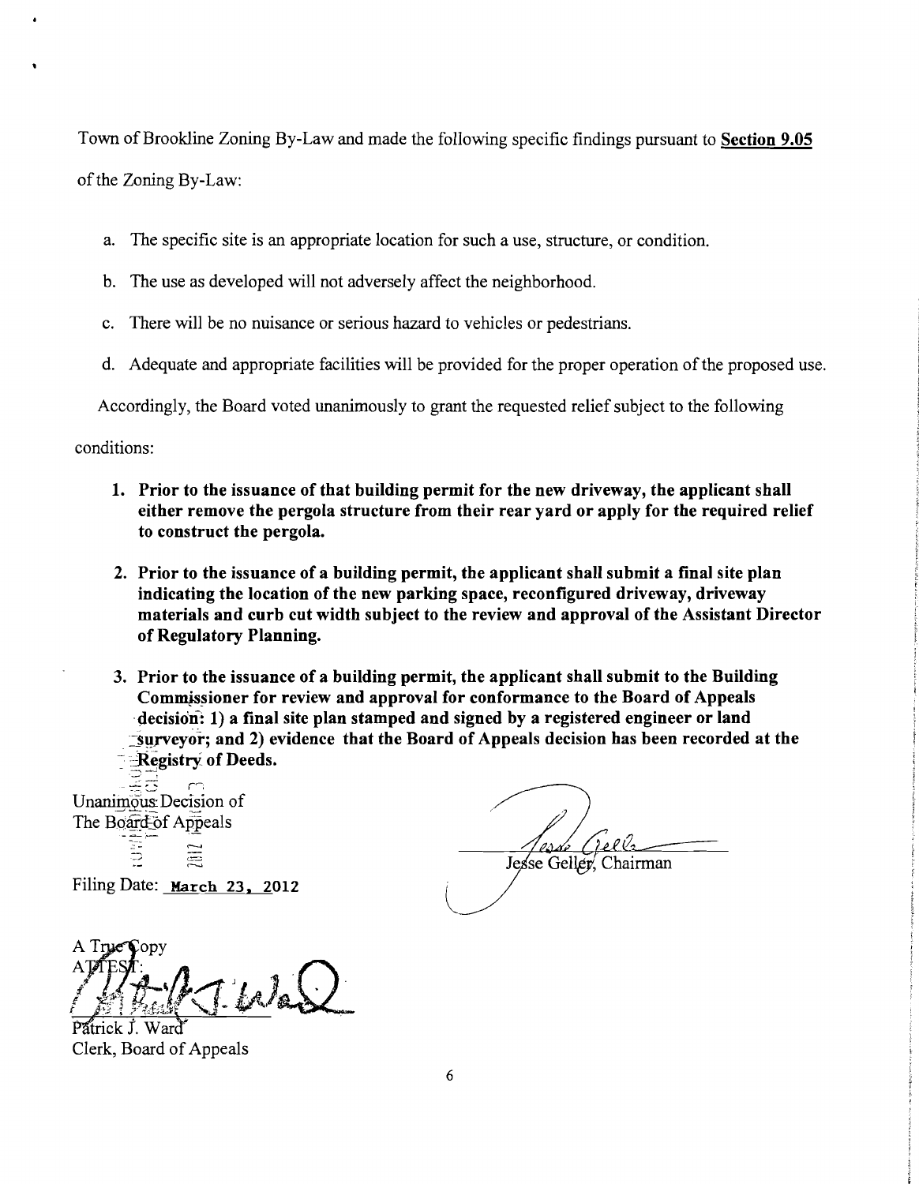Town of Brookline Zoning By-Law and made the following specific findings pursuant to **Section 9.05** of the Zoning By-Law:

a. The specific site is an appropriate location for such a use, structure, or condition.

b. The use as developed will not adversely affect the neighborhood.

c. There will be no nuisance or serious hazard to vehicles or pedestrians.

d. Adequate and appropriate facilities will be provided for the proper operation of the proposed use.

Accordingly, the Board voted unanimously to grant the requested relief subject to the following conditions:

1. **Prior to the issuance of that building permit for the new driveway, the applicant shall either remove the pergola structure from their rear yard or apply for the required relief to construct the pergola.**

2. **Prior to the issuance of a building permit, the applicant shall submit a final site plan indicating the location of the new parking space, reconfigured driveway, driveway materials and curb cut width subject to the review and approval of the Assistant Director of Regulatory Planning.**

3. **Prior to the issuance of a building permit, the applicant shall submit to the Building Commissioner for review and approval for conformance to the Board of Appeals decision: 1) a final site plan stamped and signed by a registered engineer or land surveyor; and 2) evidence that the Board of Appeals decision has been recorded at the Registry of Deeds.**

Unanimous Decision of
The Board of Appeals

Jesse Geller, Chairman

Filing Date: March 23, 2012

A True Copy
ATTEST:

Patrick J. Ward
Clerk, Board of Appeals